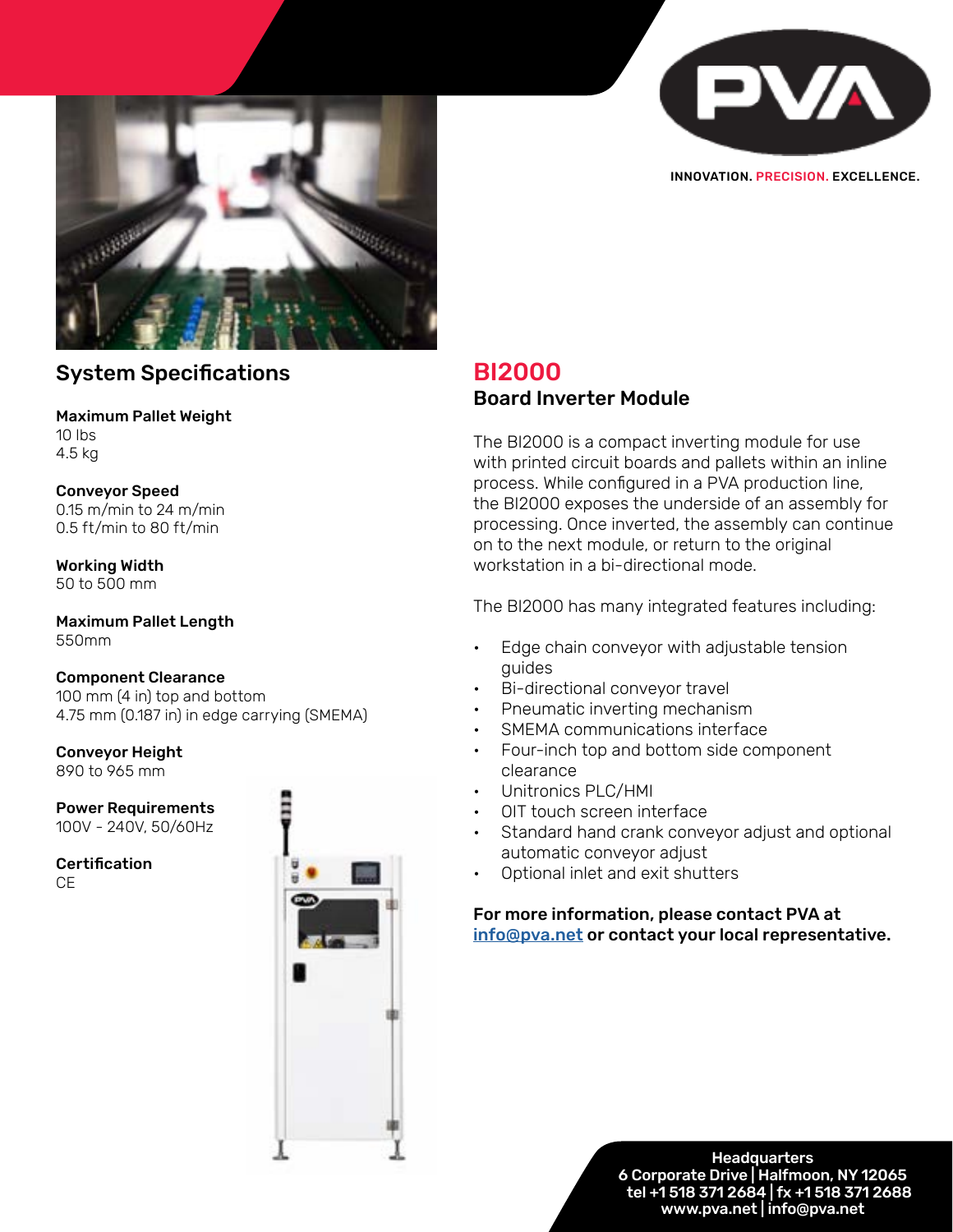INNOVATION. PRECISION. EXCELLENCE.

# BI2000

## Board Inverter Module

The BI2000 is a compact inverting module for use with printed circuit boards and pallets within an inline process. While configured in a PVA production line, the BI2000 exposes the underside of an assembly for processing. Once inverted, the assembly can continue on to the next module, or return to the original workstation in a bi-directional mode.

The BI2000 has many integrated features including:

- Edge chain conveyor with adjustable tension guides
- Bi-directional conveyor travel
- Pneumatic inverting mechanism
- SMEMA communications interface
- Four-inch top and bottom side component clearance
- Unitronics PLC/HMI
- OIT touch screen interface
- Standard hand crank conveyor adjust and optional automatic conveyor adjust
- Optional inlet and exit shutters

**For more information, please contact PVA at [info@pva.net](mailto:info@pva.net) or contact your local representative.**

## System Specifications

**Maximum Pallet Weight**
10 lbs
4.5 kg

**Conveyor Speed**
0.15 m/min to 24 m/min
0.5 ft/min to 80 ft/min

**Working Width**
50 to 500 mm

**Maximum Pallet Length**
550mm

**Component Clearance**
100 mm (4 in) top and bottom
4.75 mm (0.187 in) in edge carrying (SMEMA)

**Conveyor Height**
890 to 965 mm

**Power Requirements**
100V - 240V, 50/60Hz

**Certification**
CE

**Headquarters**
6 Corporate Drive | Halfmoon, NY 12065
tel +1 518 371 2684 | fx +1 518 371 2688
www.pva.net | info@pva.net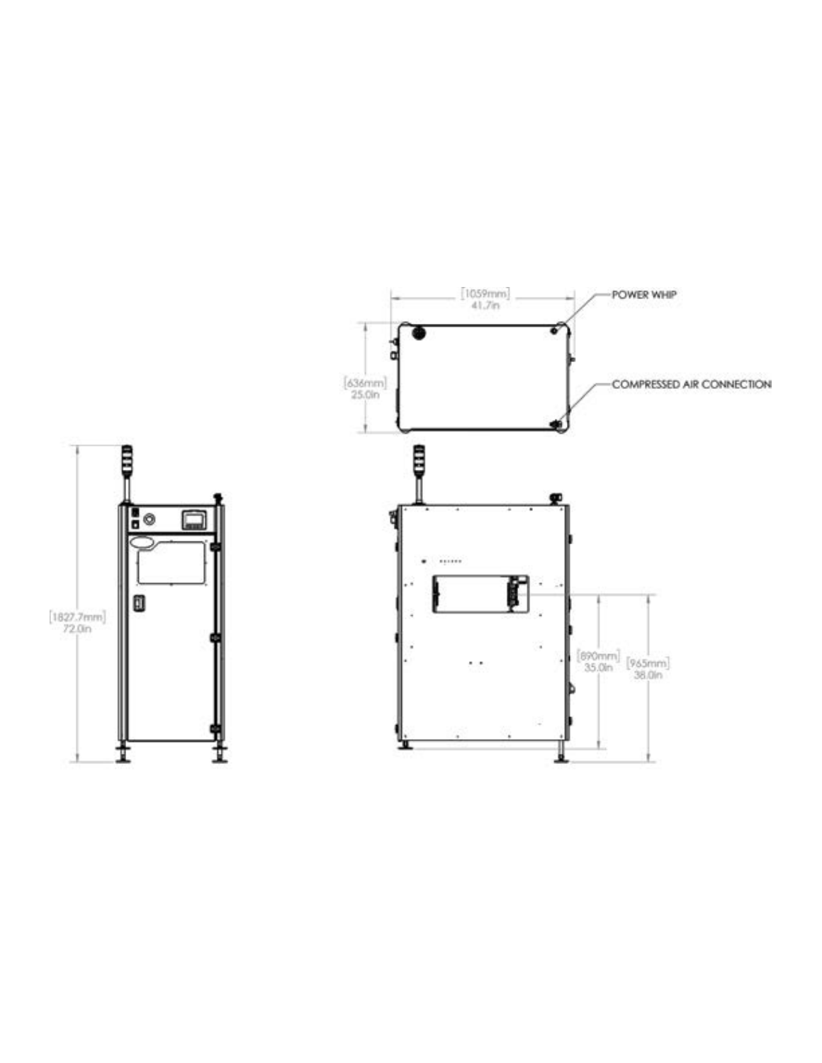[1059mm]
41.7in

POWER WHIP

[636mm]
25.0in

COMPRESSED AIR CONNECTION

[1827.7mm]
72.0in

[890mm]
35.0in

[965mm]
38.0in